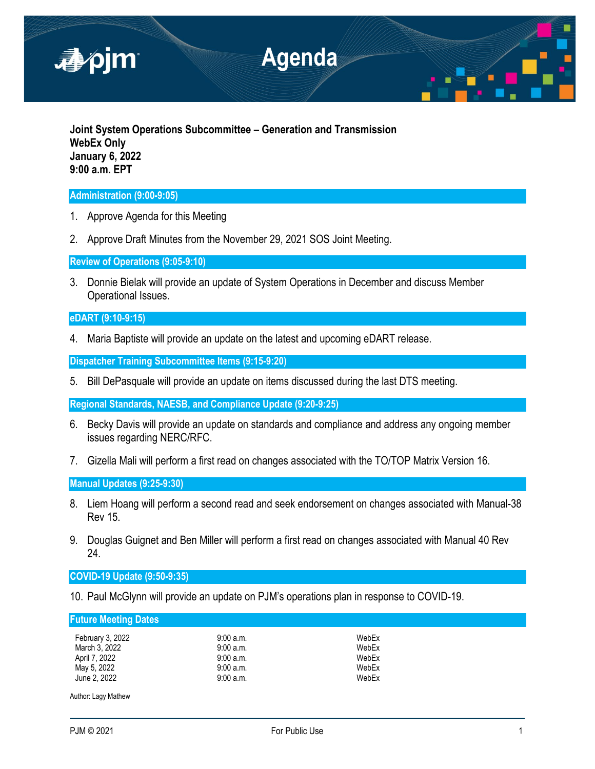# Agenda

**Joint System Operations Subcommittee – Generation and Transmission**
**WebEx Only**
**January 6, 2022**
**9:00 a.m. EPT**

## Administration (9:00-9:05)

1. Approve Agenda for this Meeting

2. Approve Draft Minutes from the November 29, 2021 SOS Joint Meeting.

## Review of Operations (9:05-9:10)

3. Donnie Bielak will provide an update of System Operations in December and discuss Member Operational Issues.

## eDART (9:10-9:15)

4. Maria Baptiste will provide an update on the latest and upcoming eDART release.

## Dispatcher Training Subcommittee Items (9:15-9:20)

5. Bill DePasquale will provide an update on items discussed during the last DTS meeting.

## Regional Standards, NAESB, and Compliance Update (9:20-9:25)

6. Becky Davis will provide an update on standards and compliance and address any ongoing member issues regarding NERC/RFC.

7. Gizella Mali will perform a first read on changes associated with the TO/TOP Matrix Version 16.

## Manual Updates (9:25-9:30)

8. Liem Hoang will perform a second read and seek endorsement on changes associated with Manual-38 Rev 15.

9. Douglas Guignet and Ben Miller will perform a first read on changes associated with Manual 40 Rev 24.

## COVID-19 Update (9:50-9:35)

10. Paul McGlynn will provide an update on PJM's operations plan in response to COVID-19.

## Future Meeting Dates

| | | |
|---|---|---|
| February 3, 2022 | 9:00 a.m. | WebEx |
| March 3, 2022 | 9:00 a.m. | WebEx |
| April 7, 2022 | 9:00 a.m. | WebEx |
| May 5, 2022 | 9:00 a.m. | WebEx |
| June 2, 2022 | 9:00 a.m. | WebEx |

Author: Lagy Mathew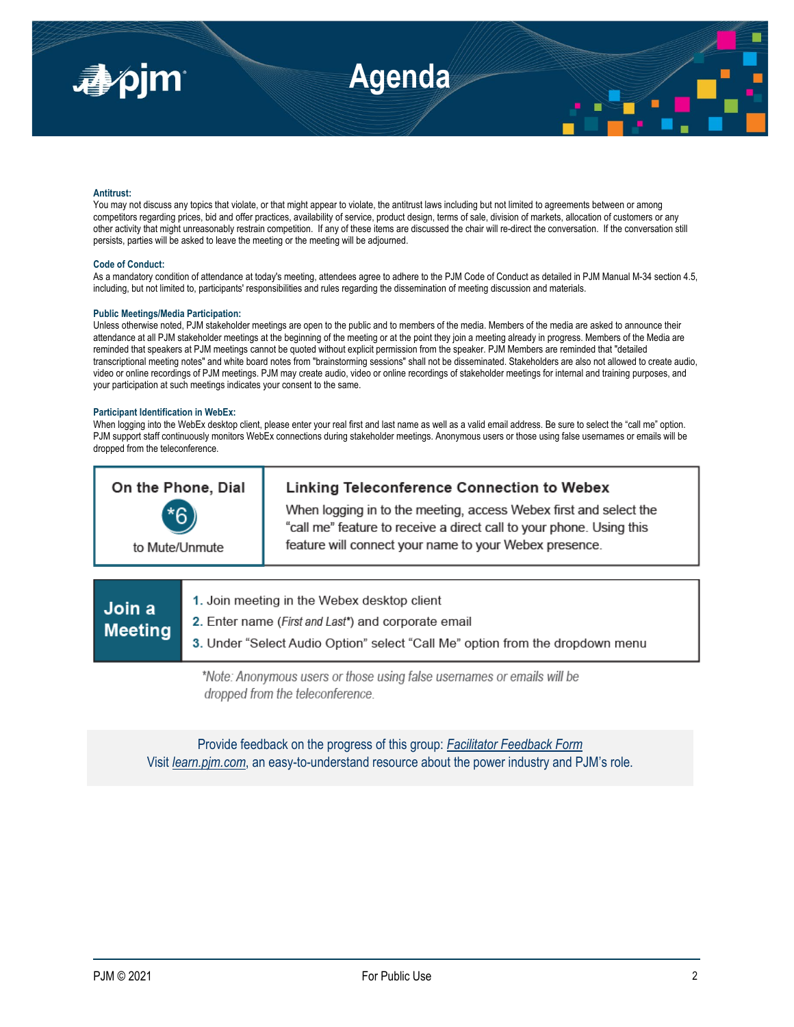# Agenda

**Antitrust:**
You may not discuss any topics that violate, or that might appear to violate, the antitrust laws including but not limited to agreements between or among competitors regarding prices, bid and offer practices, availability of service, product design, terms of sale, division of markets, allocation of customers or any other activity that might unreasonably restrain competition. If any of these items are discussed the chair will re-direct the conversation. If the conversation still persists, parties will be asked to leave the meeting or the meeting will be adjourned.

**Code of Conduct:**
As a mandatory condition of attendance at today's meeting, attendees agree to adhere to the PJM Code of Conduct as detailed in PJM Manual M-34 section 4.5, including, but not limited to, participants' responsibilities and rules regarding the dissemination of meeting discussion and materials.

**Public Meetings/Media Participation:**
Unless otherwise noted, PJM stakeholder meetings are open to the public and to members of the media. Members of the media are asked to announce their attendance at all PJM stakeholder meetings at the beginning of the meeting or at the point they join a meeting already in progress. Members of the Media are reminded that speakers at PJM meetings cannot be quoted without explicit permission from the speaker. PJM Members are reminded that "detailed transcriptional meeting notes" and white board notes from "brainstorming sessions" shall not be disseminated. Stakeholders are also not allowed to create audio, video or online recordings of PJM meetings. PJM may create audio, video or online recordings of stakeholder meetings for internal and training purposes, and your participation at such meetings indicates your consent to the same.

**Participant Identification in WebEx:**
When logging into the WebEx desktop client, please enter your real first and last name as well as a valid email address. Be sure to select the "call me" option. PJM support staff continuously monitors WebEx connections during stakeholder meetings. Anonymous users or those using false usernames or emails will be dropped from the teleconference.

**On the Phone, Dial *6 to Mute/Unmute**

**Linking Teleconference Connection to Webex**

When logging in to the meeting, access Webex first and select the "call me" feature to receive a direct call to your phone. Using this feature will connect your name to your Webex presence.

**Join a Meeting**

1. Join meeting in the Webex desktop client
2. Enter name (*First and Last\**) and corporate email
3. Under "Select Audio Option" select "Call Me" option from the dropdown menu

*\*Note: Anonymous users or those using false usernames or emails will be dropped from the teleconference.*

Provide feedback on the progress of this group: *Facilitator Feedback Form*
Visit *learn.pjm.com*, an easy-to-understand resource about the power industry and PJM's role.